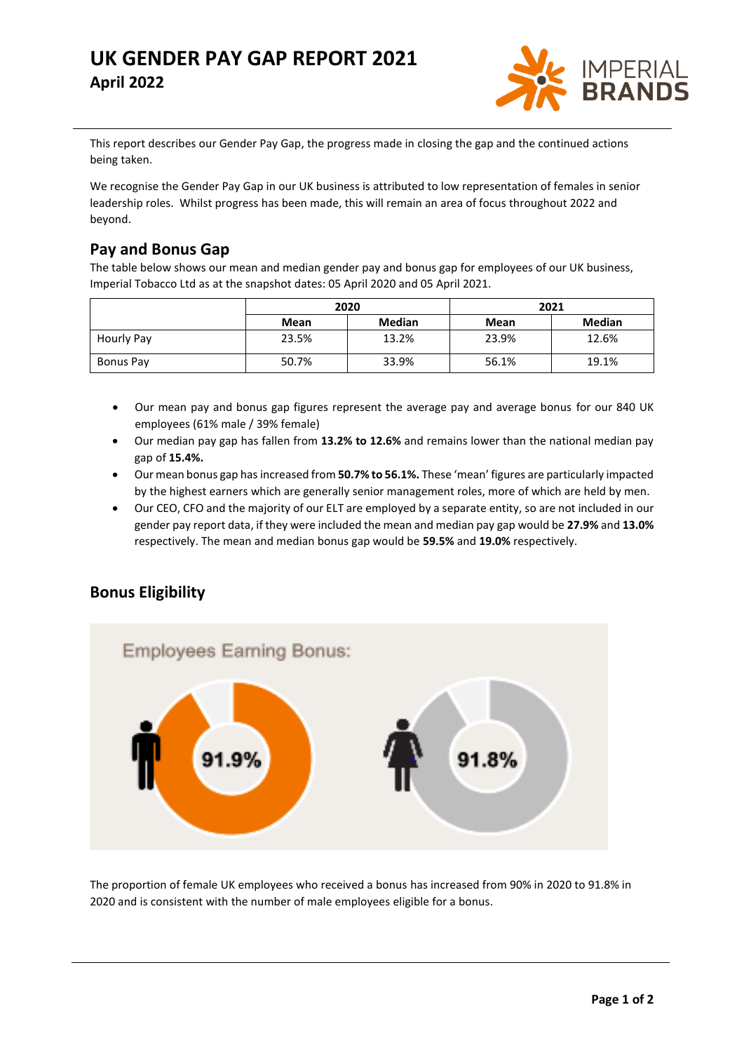# UK GENDER PAY GAP REPORT 2021

**April 2022**

This report describes our Gender Pay Gap, the progress made in closing the gap and the continued actions being taken.

We recognise the Gender Pay Gap in our UK business is attributed to low representation of females in senior leadership roles. Whilst progress has been made, this will remain an area of focus throughout 2022 and beyond.

## Pay and Bonus Gap

The table below shows our mean and median gender pay and bonus gap for employees of our UK business, Imperial Tobacco Ltd as at the snapshot dates: 05 April 2020 and 05 April 2021.

| | 2020 | | 2021 | |
|---|---|---|---|---|
| | **Mean** | **Median** | **Mean** | **Median** |
| Hourly Pay | 23.5% | 13.2% | 23.9% | 12.6% |
| Bonus Pay | 50.7% | 33.9% | 56.1% | 19.1% |

- Our mean pay and bonus gap figures represent the average pay and average bonus for our 840 UK employees (61% male / 39% female)
- Our median pay gap has fallen from **13.2% to 12.6%** and remains lower than the national median pay gap of **15.4%.**
- Our mean bonus gap has increased from **50.7% to 56.1%.** These 'mean' figures are particularly impacted by the highest earners which are generally senior management roles, more of which are held by men.
- Our CEO, CFO and the majority of our ELT are employed by a separate entity, so are not included in our gender pay report data, if they were included the mean and median pay gap would be **27.9%** and **13.0%** respectively. The mean and median bonus gap would be **59.5%** and **19.0%** respectively.

## Bonus Eligibility

Employees Earning Bonus:

91.9%

91.8%

The proportion of female UK employees who received a bonus has increased from 90% in 2020 to 91.8% in 2020 and is consistent with the number of male employees eligible for a bonus.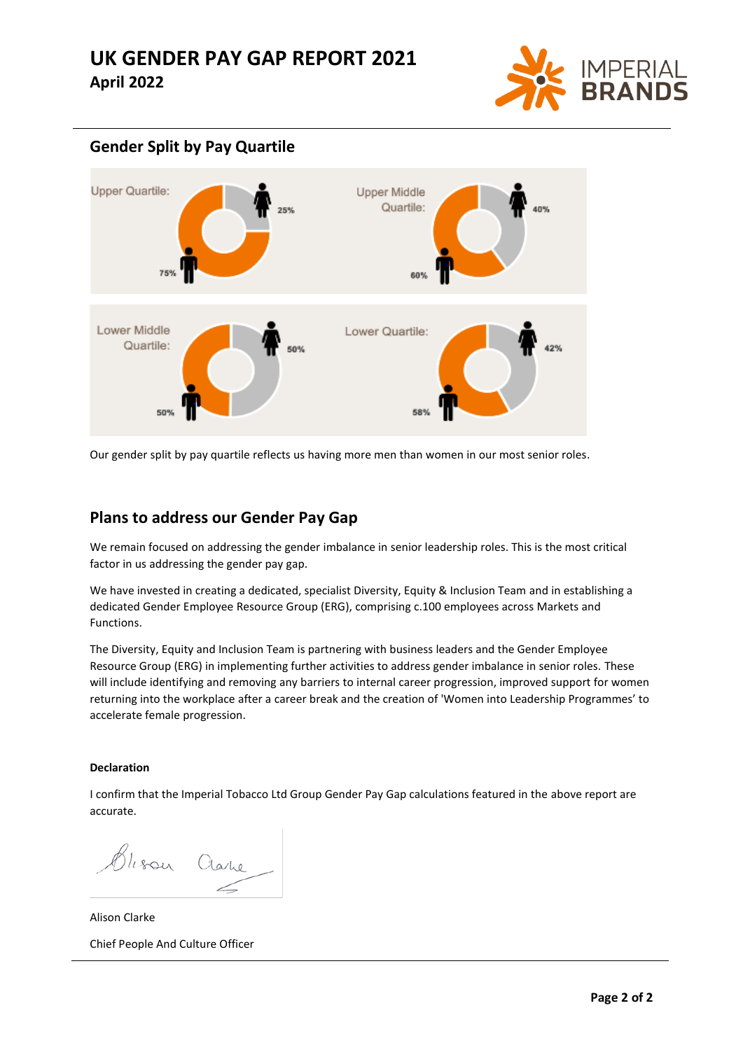# UK GENDER PAY GAP REPORT 2021

**April 2022**

IMPERIAL BRANDS

## Gender Split by Pay Quartile

Upper Quartile:
25%
75%

Upper Middle Quartile:
40%
60%

Lower Middle Quartile:
50%
50%

Lower Quartile:
42%
58%

Our gender split by pay quartile reflects us having more men than women in our most senior roles.

## Plans to address our Gender Pay Gap

We remain focused on addressing the gender imbalance in senior leadership roles. This is the most critical factor in us addressing the gender pay gap.

We have invested in creating a dedicated, specialist Diversity, Equity & Inclusion Team and in establishing a dedicated Gender Employee Resource Group (ERG), comprising c.100 employees across Markets and Functions.

The Diversity, Equity and Inclusion Team is partnering with business leaders and the Gender Employee Resource Group (ERG) in implementing further activities to address gender imbalance in senior roles. These will include identifying and removing any barriers to internal career progression, improved support for women returning into the workplace after a career break and the creation of 'Women into Leadership Programmes' to accelerate female progression.

**Declaration**

I confirm that the Imperial Tobacco Ltd Group Gender Pay Gap calculations featured in the above report are accurate.

Alison Clarke

Chief People And Culture Officer